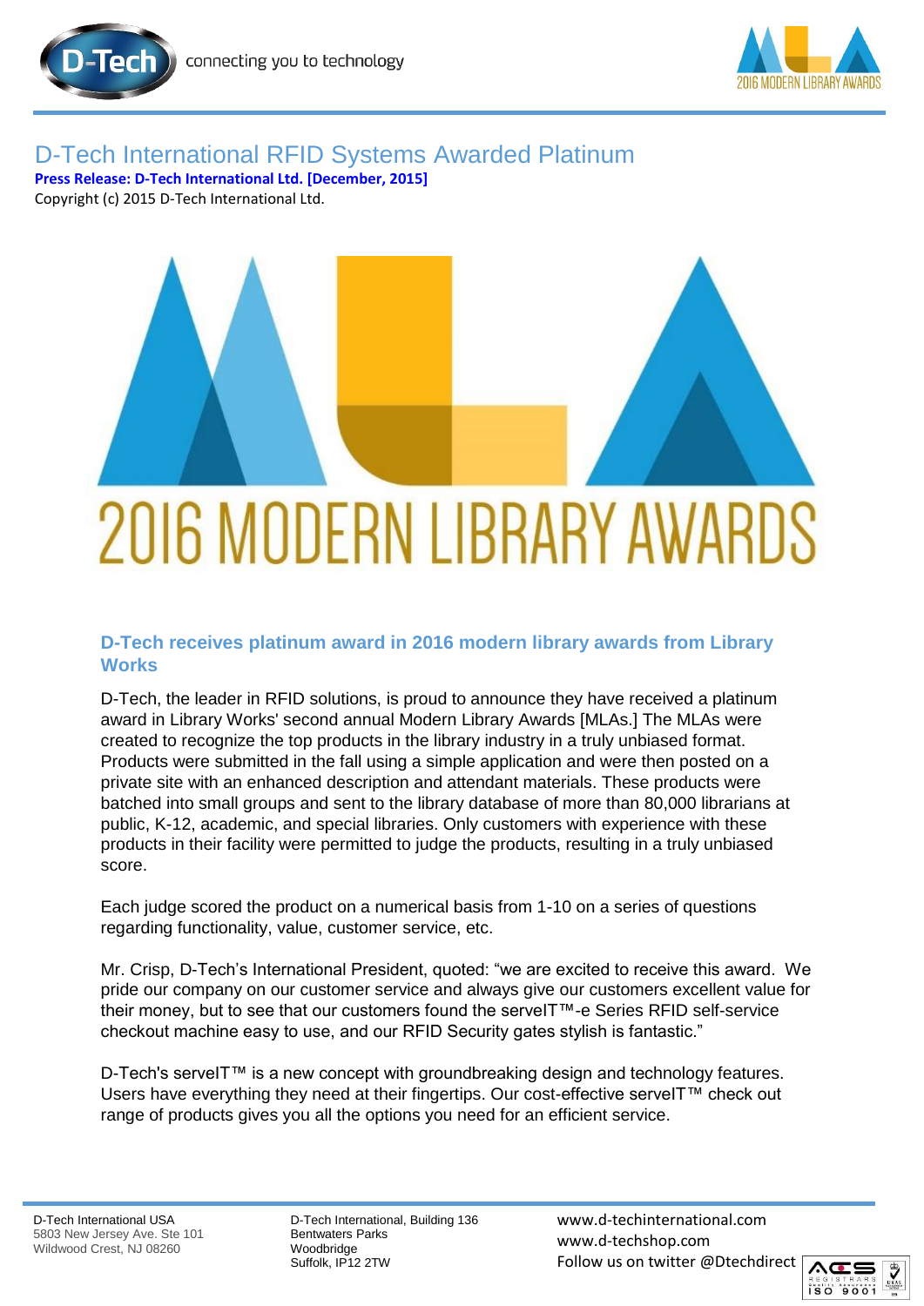# D-Tech International RFID Systems Awarded Platinum

**Press Release: D-Tech International Ltd. [December, 2015]**

Copyright (c) 2015 D-Tech International Ltd.

2016 MODERN LIBRARY AWARDS

## D-Tech receives platinum award in 2016 modern library awards from Library Works

D-Tech, the leader in RFID solutions, is proud to announce they have received a platinum award in Library Works' second annual Modern Library Awards [MLAs.] The MLAs were created to recognize the top products in the library industry in a truly unbiased format. Products were submitted in the fall using a simple application and were then posted on a private site with an enhanced description and attendant materials. These products were batched into small groups and sent to the library database of more than 80,000 librarians at public, K-12, academic, and special libraries. Only customers with experience with these products in their facility were permitted to judge the products, resulting in a truly unbiased score.

Each judge scored the product on a numerical basis from 1-10 on a series of questions regarding functionality, value, customer service, etc.

Mr. Crisp, D-Tech's International President, quoted: "we are excited to receive this award. We pride our company on our customer service and always give our customers excellent value for their money, but to see that our customers found the serveIT™-e Series RFID self-service checkout machine easy to use, and our RFID Security gates stylish is fantastic."

D-Tech's serveIT™ is a new concept with groundbreaking design and technology features. Users have everything they need at their fingertips. Our cost-effective serveIT™ check out range of products gives you all the options you need for an efficient service.

D-Tech International USA
5803 New Jersey Ave. Ste 101
Wildwood Crest, NJ 08260

D-Tech International, Building 136
Bentwaters Parks
Woodbridge
Suffolk, IP12 2TW

www.d-techinternational.com
www.d-techshop.com
Follow us on twitter @Dtechdirect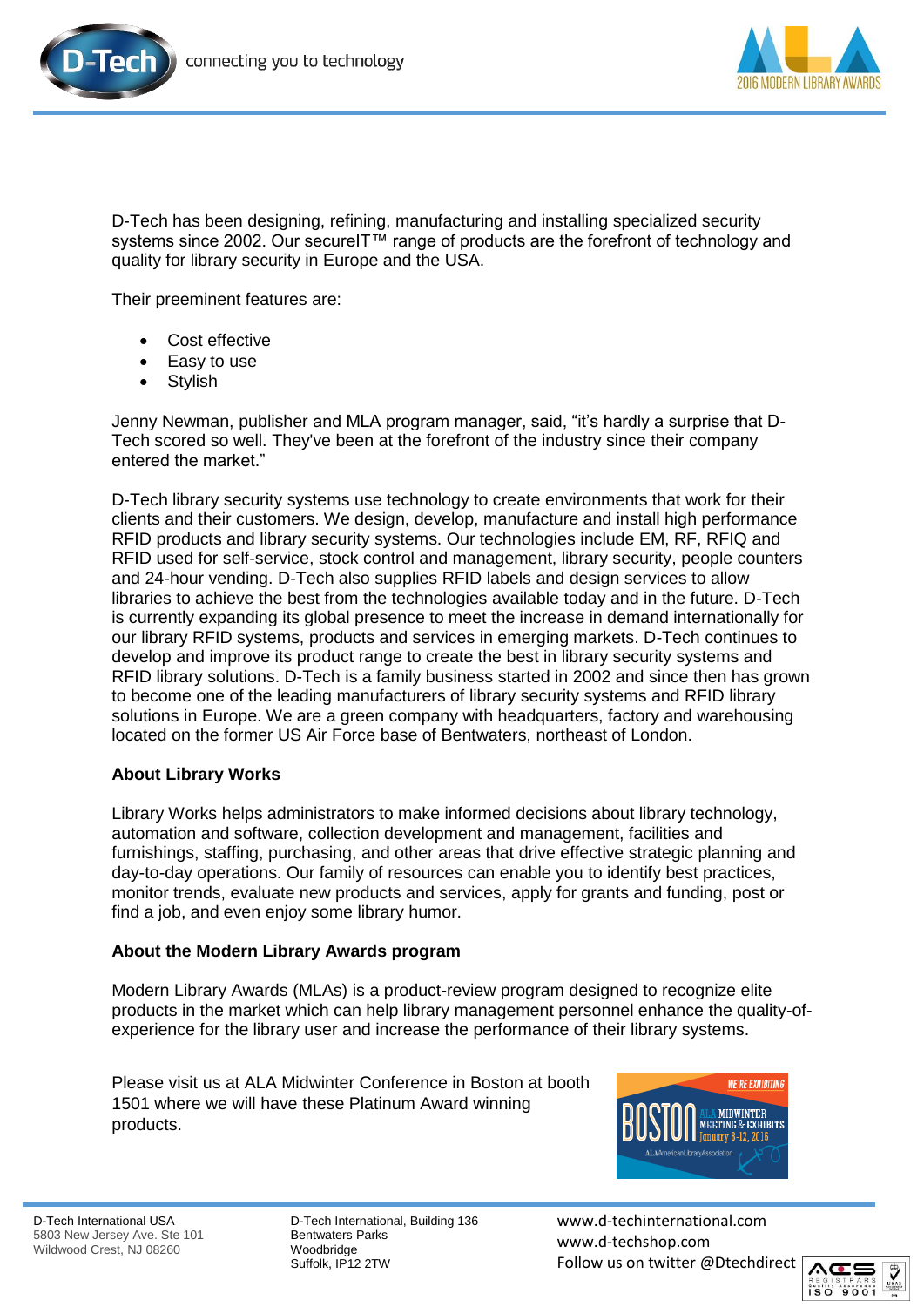D-Tech has been designing, refining, manufacturing and installing specialized security systems since 2002. Our secureIT™ range of products are the forefront of technology and quality for library security in Europe and the USA.

Their preeminent features are:

- Cost effective
- Easy to use
- Stylish

Jenny Newman, publisher and MLA program manager, said, “it’s hardly a surprise that D-Tech scored so well. They've been at the forefront of the industry since their company entered the market.”

D-Tech library security systems use technology to create environments that work for their clients and their customers. We design, develop, manufacture and install high performance RFID products and library security systems. Our technologies include EM, RF, RFIQ and RFID used for self-service, stock control and management, library security, people counters and 24-hour vending. D-Tech also supplies RFID labels and design services to allow libraries to achieve the best from the technologies available today and in the future. D-Tech is currently expanding its global presence to meet the increase in demand internationally for our library RFID systems, products and services in emerging markets. D-Tech continues to develop and improve its product range to create the best in library security systems and RFID library solutions. D-Tech is a family business started in 2002 and since then has grown to become one of the leading manufacturers of library security systems and RFID library solutions in Europe. We are a green company with headquarters, factory and warehousing located on the former US Air Force base of Bentwaters, northeast of London.

**About Library Works**

Library Works helps administrators to make informed decisions about library technology, automation and software, collection development and management, facilities and furnishings, staffing, purchasing, and other areas that drive effective strategic planning and day-to-day operations. Our family of resources can enable you to identify best practices, monitor trends, evaluate new products and services, apply for grants and funding, post or find a job, and even enjoy some library humor.

**About the Modern Library Awards program**

Modern Library Awards (MLAs) is a product-review program designed to recognize elite products in the market which can help library management personnel enhance the quality-of-experience for the library user and increase the performance of their library systems.

Please visit us at ALA Midwinter Conference in Boston at booth 1501 where we will have these Platinum Award winning products.

D-Tech International USA
5803 New Jersey Ave. Ste 101
Wildwood Crest, NJ 08260

D-Tech International, Building 136
Bentwaters Parks
Woodbridge
Suffolk, IP12 2TW

www.d-techinternational.com
www.d-techshop.com
Follow us on twitter @Dtechdirect